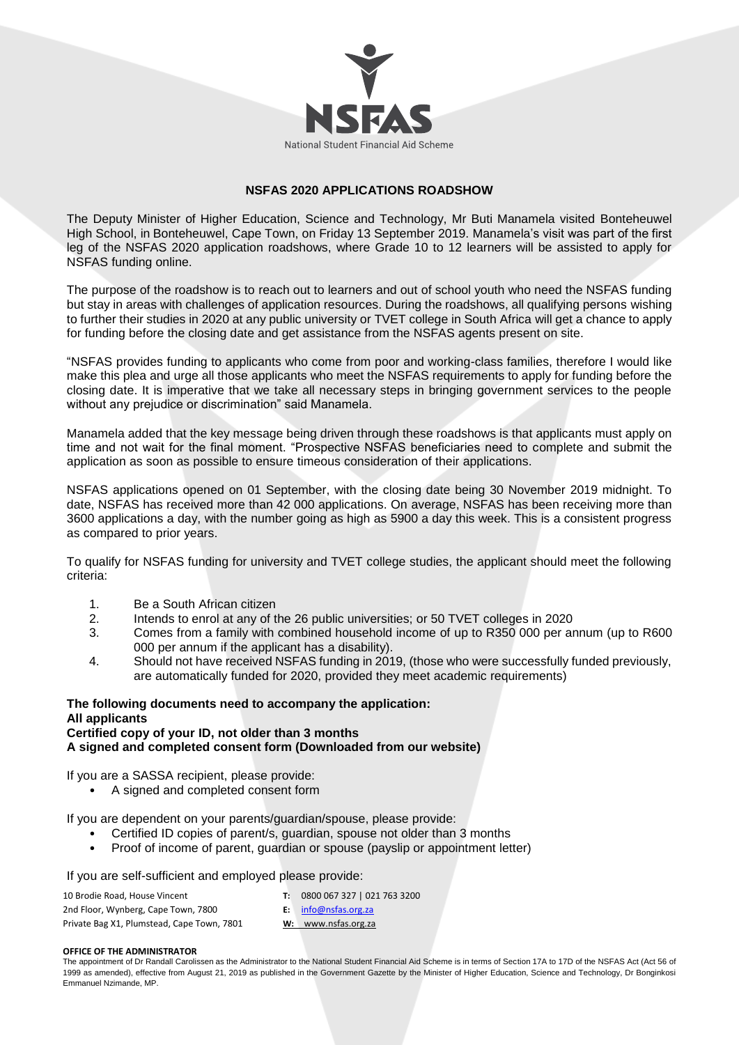NSFAS

National Student Financial Aid Scheme

## NSFAS 2020 APPLICATIONS ROADSHOW

The Deputy Minister of Higher Education, Science and Technology, Mr Buti Manamela visited Bonteheuwel High School, in Bonteheuwel, Cape Town, on Friday 13 September 2019. Manamela's visit was part of the first leg of the NSFAS 2020 application roadshows, where Grade 10 to 12 learners will be assisted to apply for NSFAS funding online.

The purpose of the roadshow is to reach out to learners and out of school youth who need the NSFAS funding but stay in areas with challenges of application resources. During the roadshows, all qualifying persons wishing to further their studies in 2020 at any public university or TVET college in South Africa will get a chance to apply for funding before the closing date and get assistance from the NSFAS agents present on site.

"NSFAS provides funding to applicants who come from poor and working-class families, therefore I would like make this plea and urge all those applicants who meet the NSFAS requirements to apply for funding before the closing date. It is imperative that we take all necessary steps in bringing government services to the people without any prejudice or discrimination" said Manamela.

Manamela added that the key message being driven through these roadshows is that applicants must apply on time and not wait for the final moment. "Prospective NSFAS beneficiaries need to complete and submit the application as soon as possible to ensure timeous consideration of their applications.

NSFAS applications opened on 01 September, with the closing date being 30 November 2019 midnight. To date, NSFAS has received more than 42 000 applications. On average, NSFAS has been receiving more than 3600 applications a day, with the number going as high as 5900 a day this week. This is a consistent progress as compared to prior years.

To qualify for NSFAS funding for university and TVET college studies, the applicant should meet the following criteria:

1. Be a South African citizen
2. Intends to enrol at any of the 26 public universities; or 50 TVET colleges in 2020
3. Comes from a family with combined household income of up to R350 000 per annum (up to R600 000 per annum if the applicant has a disability).
4. Should not have received NSFAS funding in 2019, (those who were successfully funded previously, are automatically funded for 2020, provided they meet academic requirements)

**The following documents need to accompany the application:**
**All applicants**
**Certified copy of your ID, not older than 3 months**
**A signed and completed consent form (Downloaded from our website)**

If you are a SASSA recipient, please provide:

- A signed and completed consent form

If you are dependent on your parents/guardian/spouse, please provide:

- Certified ID copies of parent/s, guardian, spouse not older than 3 months
- Proof of income of parent, guardian or spouse (payslip or appointment letter)

If you are self-sufficient and employed please provide:

10 Brodie Road, House Vincent
2nd Floor, Wynberg, Cape Town, 7800
Private Bag X1, Plumstead, Cape Town, 7801

**T:** 0800 067 327 | 021 763 3200
**E:** info@nsfas.org.za
**W:** www.nsfas.org.za

**OFFICE OF THE ADMINISTRATOR**
The appointment of Dr Randall Carolissen as the Administrator to the National Student Financial Aid Scheme is in terms of Section 17A to 17D of the NSFAS Act (Act 56 of 1999 as amended), effective from August 21, 2019 as published in the Government Gazette by the Minister of Higher Education, Science and Technology, Dr Bonginkosi Emmanuel Nzimande, MP.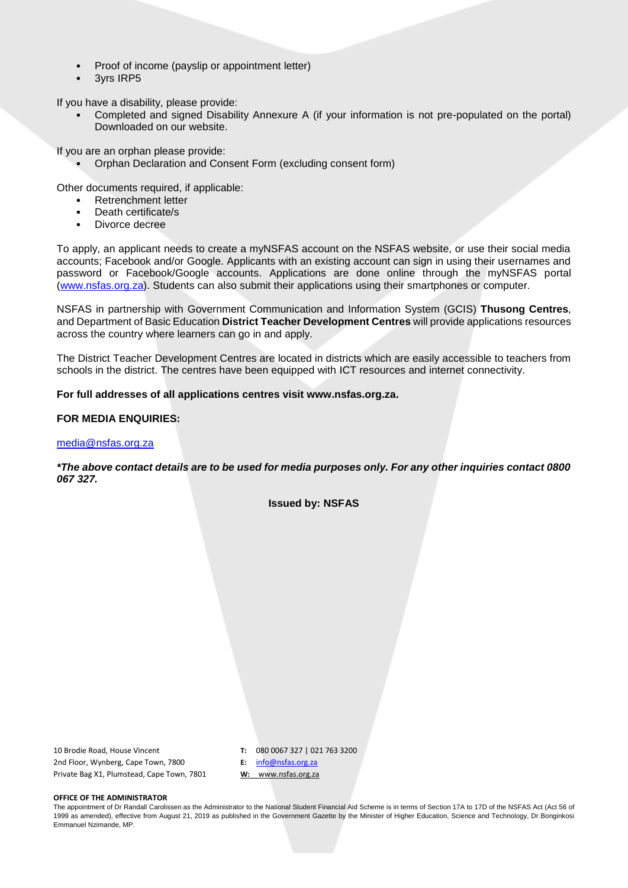- Proof of income (payslip or appointment letter)
- 3yrs IRP5

If you have a disability, please provide:

- Completed and signed Disability Annexure A (if your information is not pre-populated on the portal) Downloaded on our website.

If you are an orphan please provide:

- Orphan Declaration and Consent Form (excluding consent form)

Other documents required, if applicable:

- Retrenchment letter
- Death certificate/s
- Divorce decree

To apply, an applicant needs to create a myNSFAS account on the NSFAS website, or use their social media accounts; Facebook and/or Google. Applicants with an existing account can sign in using their usernames and password or Facebook/Google accounts. Applications are done online through the myNSFAS portal (www.nsfas.org.za). Students can also submit their applications using their smartphones or computer.

NSFAS in partnership with Government Communication and Information System (GCIS) **Thusong Centres**, and Department of Basic Education **District Teacher Development Centres** will provide applications resources across the country where learners can go in and apply.

The District Teacher Development Centres are located in districts which are easily accessible to teachers from schools in the district. The centres have been equipped with ICT resources and internet connectivity.

**For full addresses of all applications centres visit www.nsfas.org.za.**

**FOR MEDIA ENQUIRIES:**

media@nsfas.org.za

***The above contact details are to be used for media purposes only. For any other inquiries contact 0800 067 327.***

**Issued by: NSFAS**

10 Brodie Road, House Vincent
2nd Floor, Wynberg, Cape Town, 7800
Private Bag X1, Plumstead, Cape Town, 7801

**T:** 080 0067 327 | 021 763 3200
**E:** info@nsfas.org.za
**W:** www.nsfas.org.za

**OFFICE OF THE ADMINISTRATOR**

The appointment of Dr Randall Carolissen as the Administrator to the National Student Financial Aid Scheme is in terms of Section 17A to 17D of the NSFAS Act (Act 56 of 1999 as amended), effective from August 21, 2019 as published in the Government Gazette by the Minister of Higher Education, Science and Technology, Dr Bonginkosi Emmanuel Nzimande, MP.